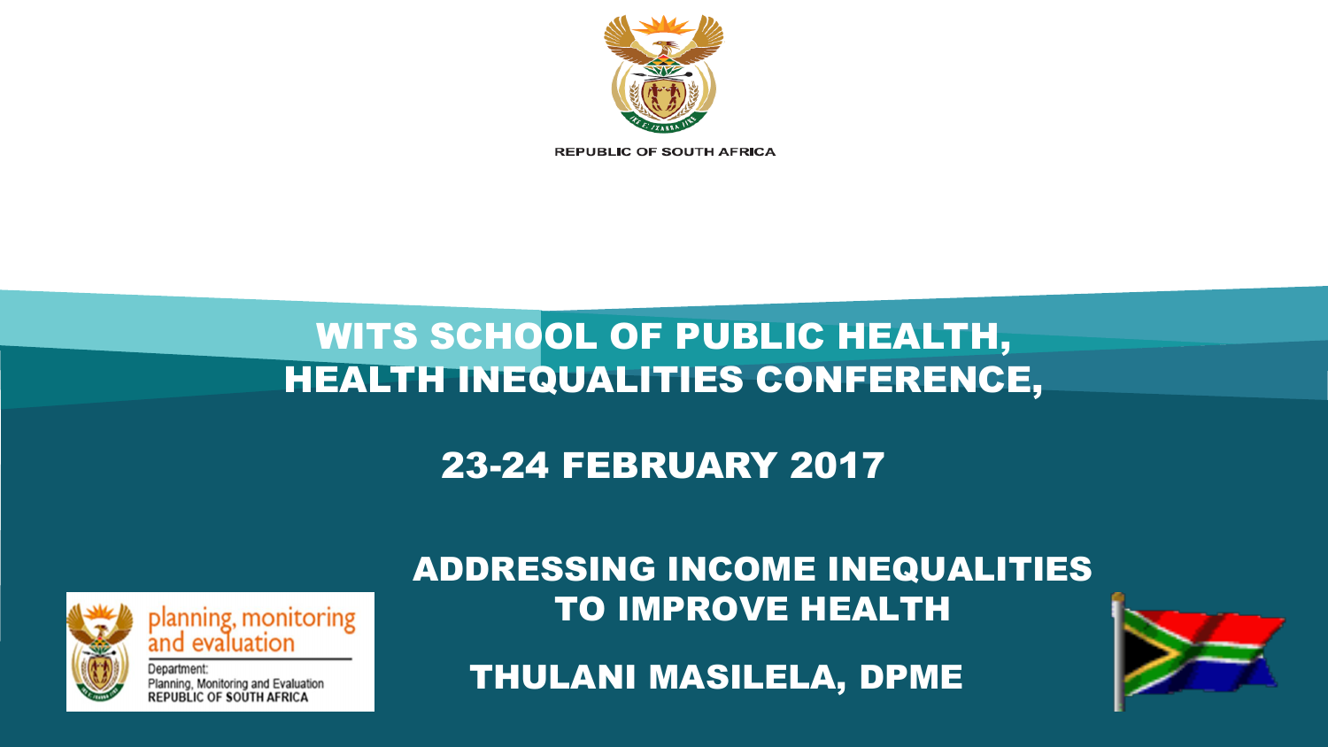REPUBLIC OF SOUTH AFRICA

# WITS SCHOOL OF PUBLIC HEALTH, HEALTH INEQUALITIES CONFERENCE,

## 23-24 FEBRUARY 2017

## ADDRESSING INCOME INEQUALITIES TO IMPROVE HEALTH

**THULANI MASILELA, DPME**

planning, monitoring and evaluation

Department: Planning, Monitoring and Evaluation
REPUBLIC OF SOUTH AFRICA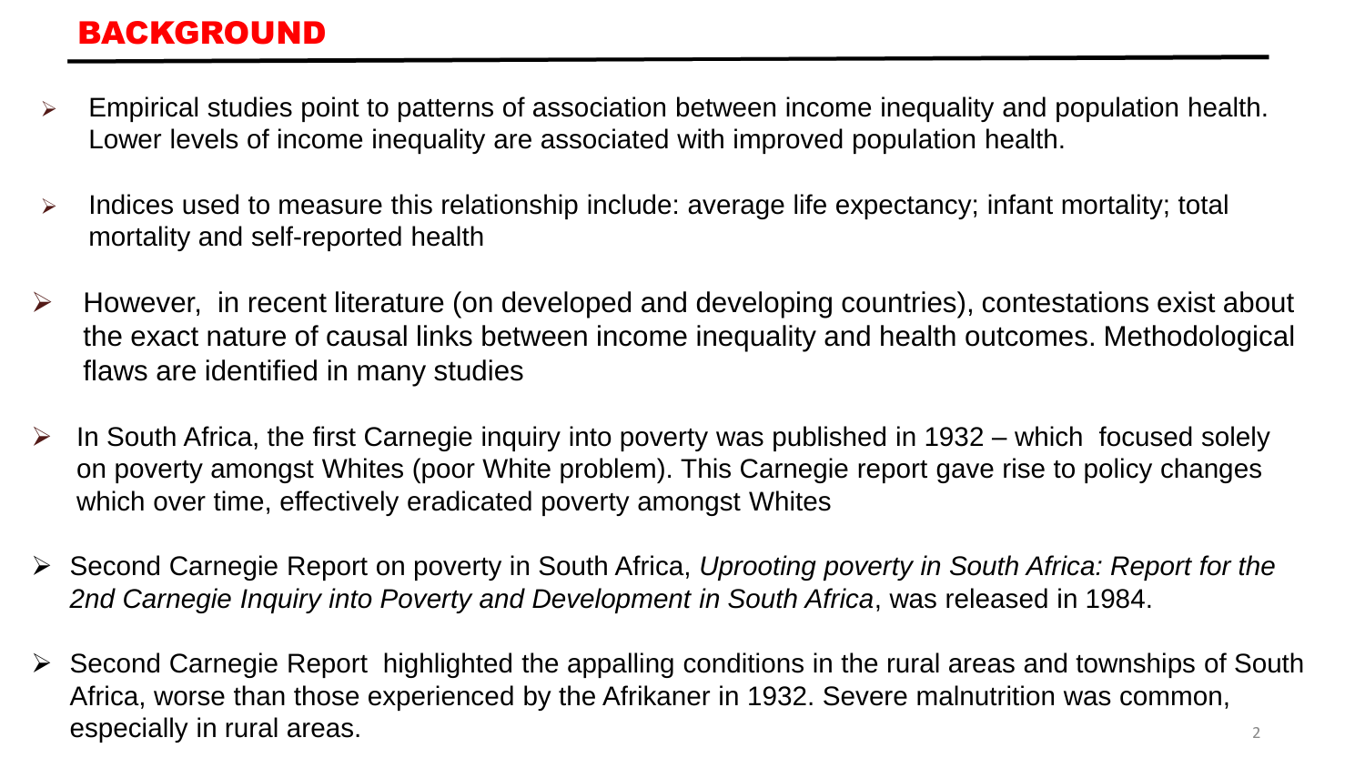# BACKGROUND

- Empirical studies point to patterns of association between income inequality and population health. Lower levels of income inequality are associated with improved population health.
- Indices used to measure this relationship include: average life expectancy; infant mortality; total mortality and self-reported health
- However, in recent literature (on developed and developing countries), contestations exist about the exact nature of causal links between income inequality and health outcomes. Methodological flaws are identified in many studies
- In South Africa, the first Carnegie inquiry into poverty was published in 1932 – which focused solely on poverty amongst Whites (poor White problem). This Carnegie report gave rise to policy changes which over time, effectively eradicated poverty amongst Whites
- Second Carnegie Report on poverty in South Africa, *Uprooting poverty in South Africa: Report for the 2nd Carnegie Inquiry into Poverty and Development in South Africa*, was released in 1984.
- Second Carnegie Report highlighted the appalling conditions in the rural areas and townships of South Africa, worse than those experienced by the Afrikaner in 1932. Severe malnutrition was common, especially in rural areas.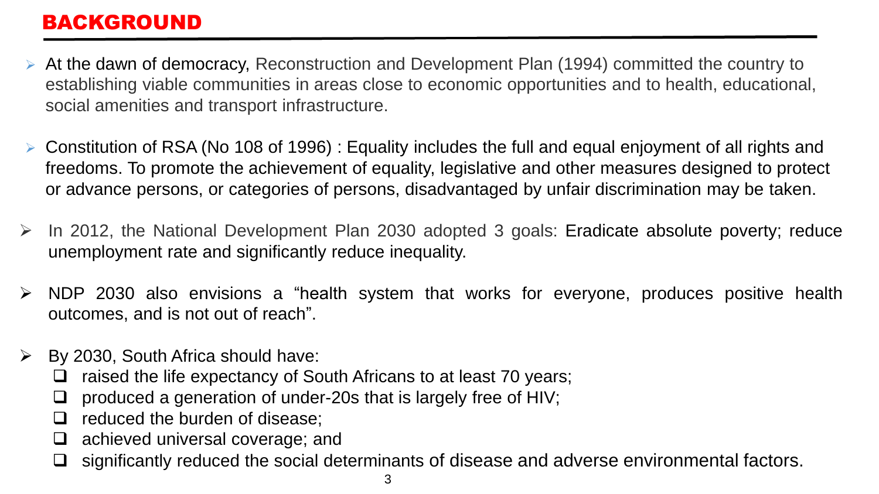## BACKGROUND

- At the dawn of democracy, Reconstruction and Development Plan (1994) committed the country to establishing viable communities in areas close to economic opportunities and to health, educational, social amenities and transport infrastructure.
- Constitution of RSA (No 108 of 1996) : Equality includes the full and equal enjoyment of all rights and freedoms. To promote the achievement of equality, legislative and other measures designed to protect or advance persons, or categories of persons, disadvantaged by unfair discrimination may be taken.
- In 2012, the National Development Plan 2030 adopted 3 goals: Eradicate absolute poverty; reduce unemployment rate and significantly reduce inequality.
- NDP 2030 also envisions a "health system that works for everyone, produces positive health outcomes, and is not out of reach".
- By 2030, South Africa should have:
  - raised the life expectancy of South Africans to at least 70 years;
  - produced a generation of under-20s that is largely free of HIV;
  - reduced the burden of disease;
  - achieved universal coverage; and
  - significantly reduced the social determinants of disease and adverse environmental factors.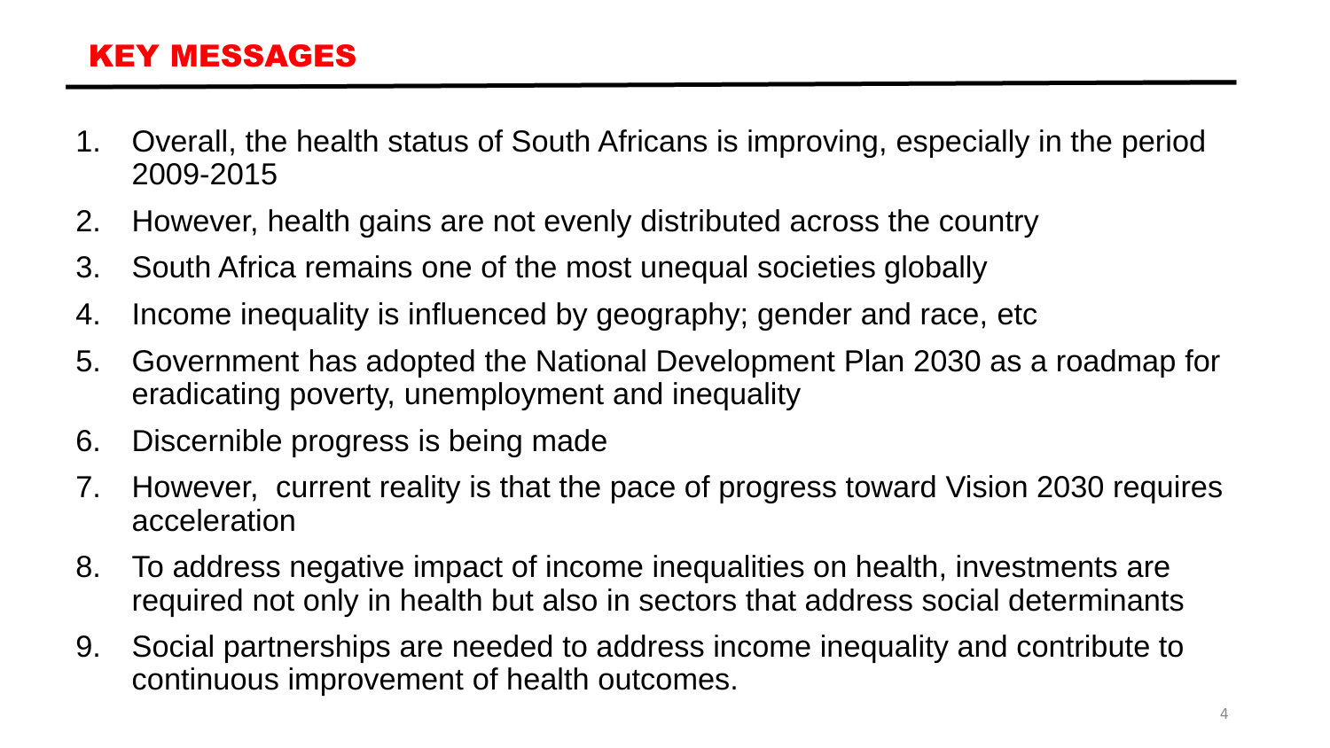# KEY MESSAGES

1. Overall, the health status of South Africans is improving, especially in the period 2009-2015
2. However, health gains are not evenly distributed across the country
3. South Africa remains one of the most unequal societies globally
4. Income inequality is influenced by geography; gender and race, etc
5. Government has adopted the National Development Plan 2030 as a roadmap for eradicating poverty, unemployment and inequality
6. Discernible progress is being made
7. However, current reality is that the pace of progress toward Vision 2030 requires acceleration
8. To address negative impact of income inequalities on health, investments are required not only in health but also in sectors that address social determinants
9. Social partnerships are needed to address income inequality and contribute to continuous improvement of health outcomes.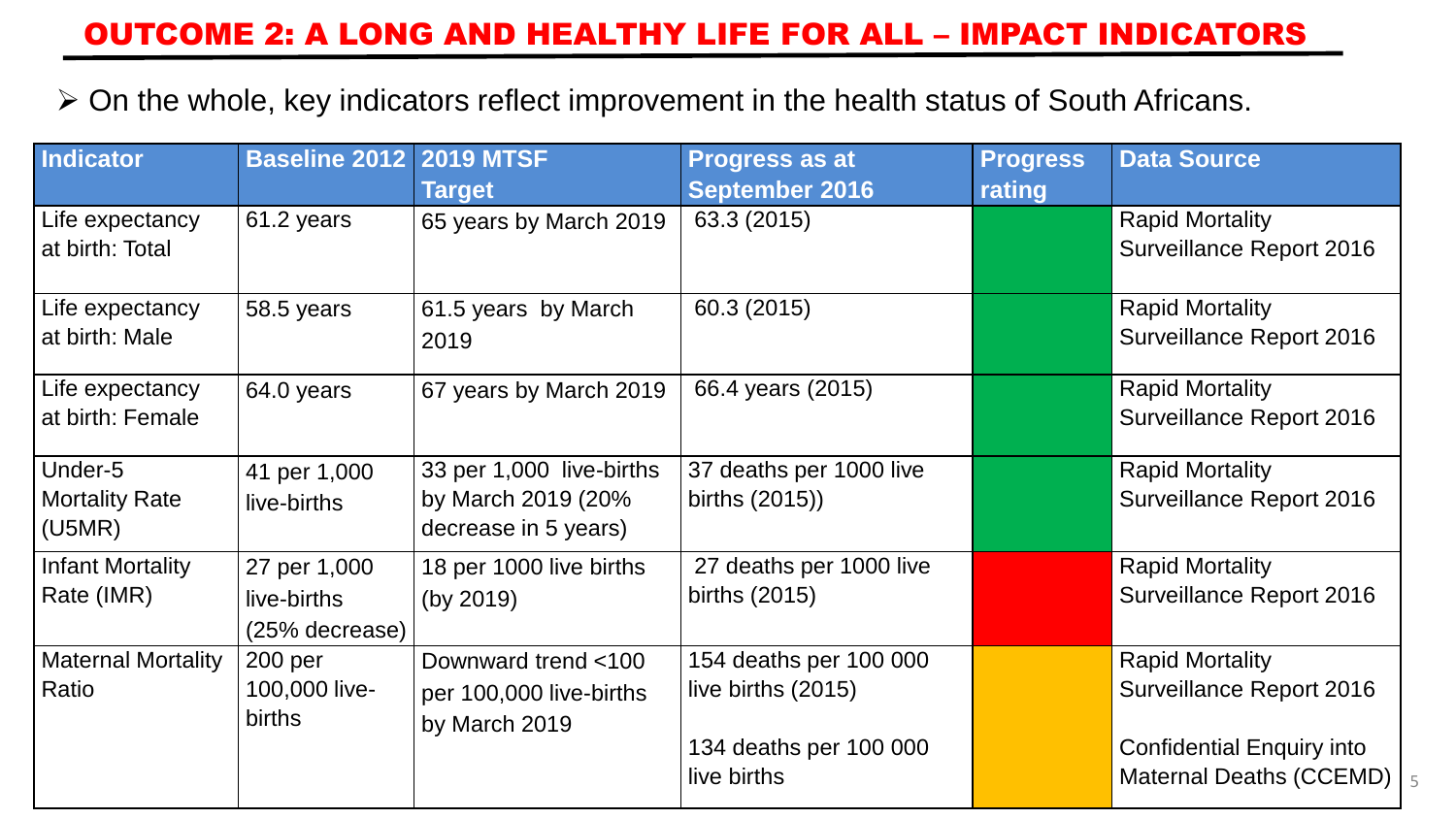# OUTCOME 2: A LONG AND HEALTHY LIFE FOR ALL – IMPACT INDICATORS

- On the whole, key indicators reflect improvement in the health status of South Africans.

| Indicator | Baseline 2012 | 2019 MTSF Target | Progress as at September 2016 | Progress rating | Data Source |
|---|---|---|---|---|---|
| Life expectancy at birth: Total | 61.2 years | 65 years by March 2019 | 63.3 (2015) | Green | Rapid Mortality Surveillance Report 2016 |
| Life expectancy at birth: Male | 58.5 years | 61.5 years by March 2019 | 60.3 (2015) | Green | Rapid Mortality Surveillance Report 2016 |
| Life expectancy at birth: Female | 64.0 years | 67 years by March 2019 | 66.4 years (2015) | Green | Rapid Mortality Surveillance Report 2016 |
| Under-5 Mortality Rate (U5MR) | 41 per 1,000 live-births | 33 per 1,000 live-births by March 2019 (20% decrease in 5 years) | 37 deaths per 1000 live births (2015)) | Green | Rapid Mortality Surveillance Report 2016 |
| Infant Mortality Rate (IMR) | 27 per 1,000 live-births (25% decrease) | 18 per 1000 live births (by 2019) | 27 deaths per 1000 live births (2015) | Red | Rapid Mortality Surveillance Report 2016 |
| Maternal Mortality Ratio | 200 per 100,000 live-births | Downward trend <100 per 100,000 live-births by March 2019 | 154 deaths per 100 000 live births (2015)<br><br>134 deaths per 100 000 live births | Amber | Rapid Mortality Surveillance Report 2016<br><br>Confidential Enquiry into Maternal Deaths (CCEMD) |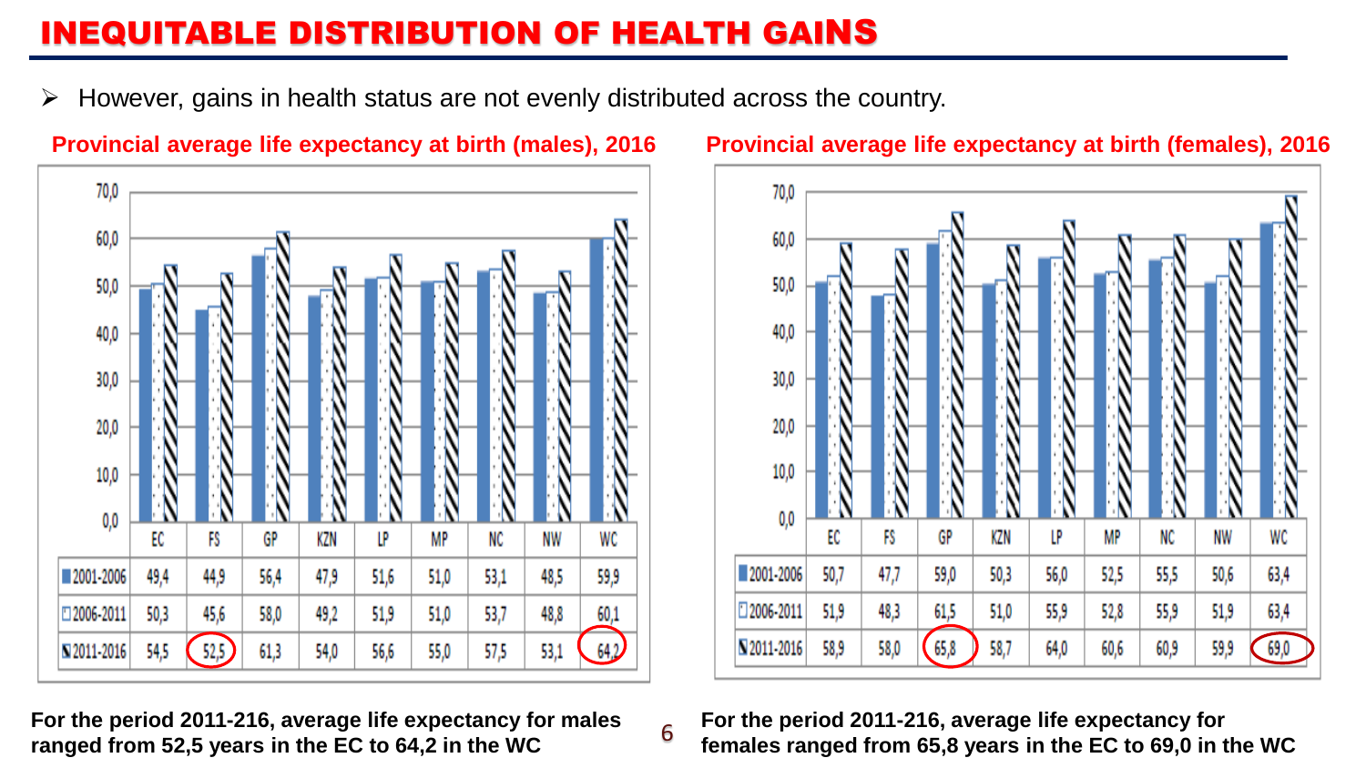# INEQUITABLE DISTRIBUTION OF HEALTH GAINS

- However, gains in health status are not evenly distributed across the country.

**Provincial average life expectancy at birth (males), 2016**

| | EC | FS | GP | KZN | LP | MP | NC | NW | WC |
|---|---|---|---|---|---|---|---|---|---|
| 2001-2006 | 49,4 | 44,9 | 56,4 | 47,9 | 51,6 | 51,0 | 53,1 | 48,5 | 59,9 |
| 2006-2011 | 50,3 | 45,6 | 58,0 | 49,2 | 51,9 | 51,0 | 53,7 | 48,8 | 60,1 |
| 2011-2016 | 54,5 | 52,5 | 61,3 | 54,0 | 56,6 | 55,0 | 57,5 | 53,1 | 64,2 |

**For the period 2011-216, average life expectancy for males ranged from 52,5 years in the EC to 64,2 in the WC**

**Provincial average life expectancy at birth (females), 2016**

| | EC | FS | GP | KZN | LP | MP | NC | NW | WC |
|---|---|---|---|---|---|---|---|---|---|
| 2001-2006 | 50,7 | 47,7 | 59,0 | 50,3 | 56,0 | 52,5 | 55,5 | 50,6 | 63,4 |
| 2006-2011 | 51,9 | 48,3 | 61,5 | 51,0 | 55,9 | 52,8 | 55,9 | 51,9 | 63,4 |
| 2011-2016 | 58,9 | 58,0 | 65,8 | 58,7 | 64,0 | 60,6 | 60,9 | 59,9 | 69,0 |

**For the period 2011-216, average life expectancy for females ranged from 65,8 years in the EC to 69,0 in the WC**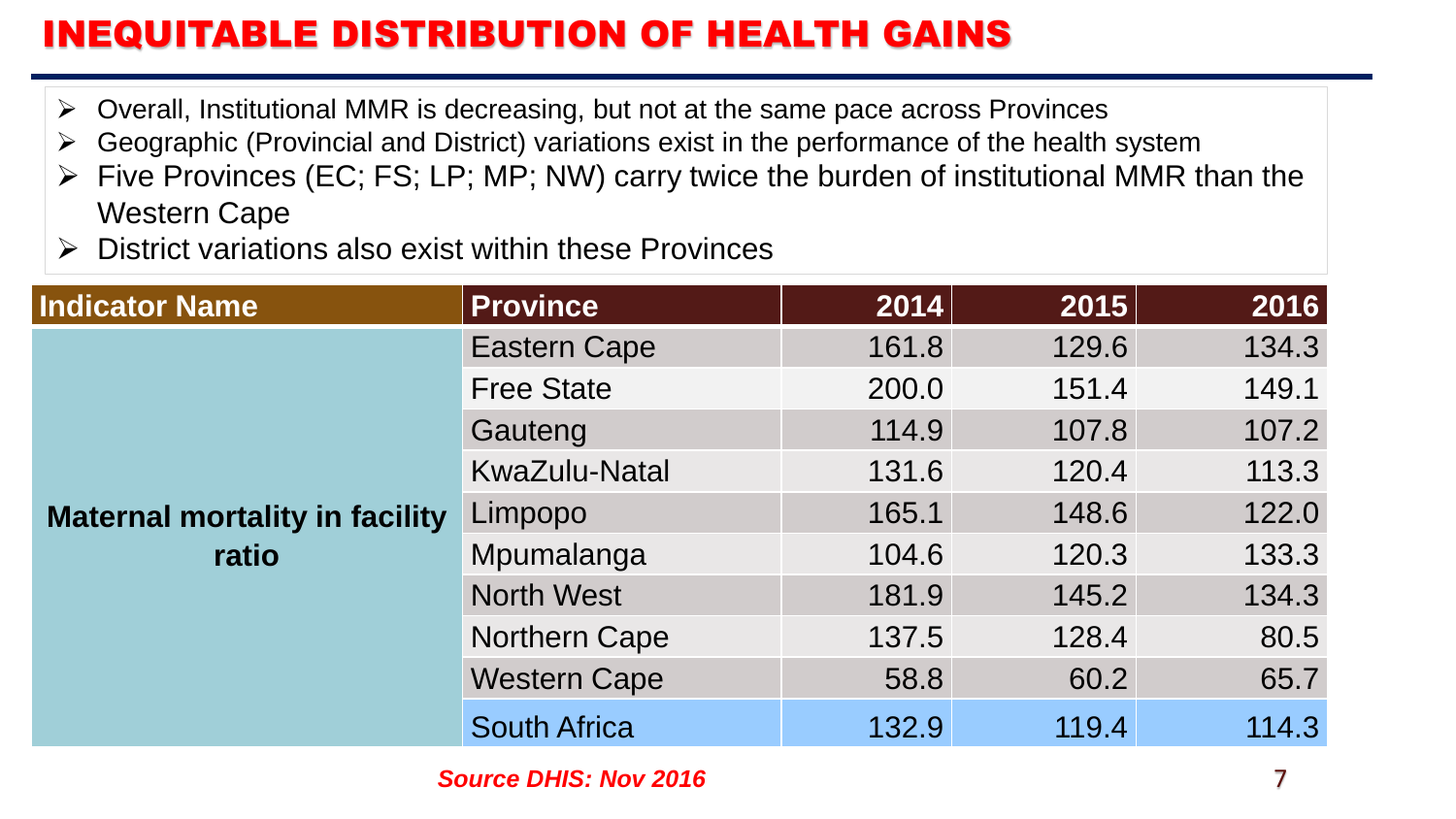# INEQUITABLE DISTRIBUTION OF HEALTH GAINS

- Overall, Institutional MMR is decreasing, but not at the same pace across Provinces
- Geographic (Provincial and District) variations exist in the performance of the health system
- Five Provinces (EC; FS; LP; MP; NW) carry twice the burden of institutional MMR than the Western Cape
- District variations also exist within these Provinces

| Indicator Name | Province | 2014 | 2015 | 2016 |
|---|---|---|---|---|
| Maternal mortality in facility ratio | Eastern Cape | 161.8 | 129.6 | 134.3 |
| | Free State | 200.0 | 151.4 | 149.1 |
| | Gauteng | 114.9 | 107.8 | 107.2 |
| | KwaZulu-Natal | 131.6 | 120.4 | 113.3 |
| | Limpopo | 165.1 | 148.6 | 122.0 |
| | Mpumalanga | 104.6 | 120.3 | 133.3 |
| | North West | 181.9 | 145.2 | 134.3 |
| | Northern Cape | 137.5 | 128.4 | 80.5 |
| | Western Cape | 58.8 | 60.2 | 65.7 |
| | South Africa | 132.9 | 119.4 | 114.3 |

***Source DHIS: Nov 2016***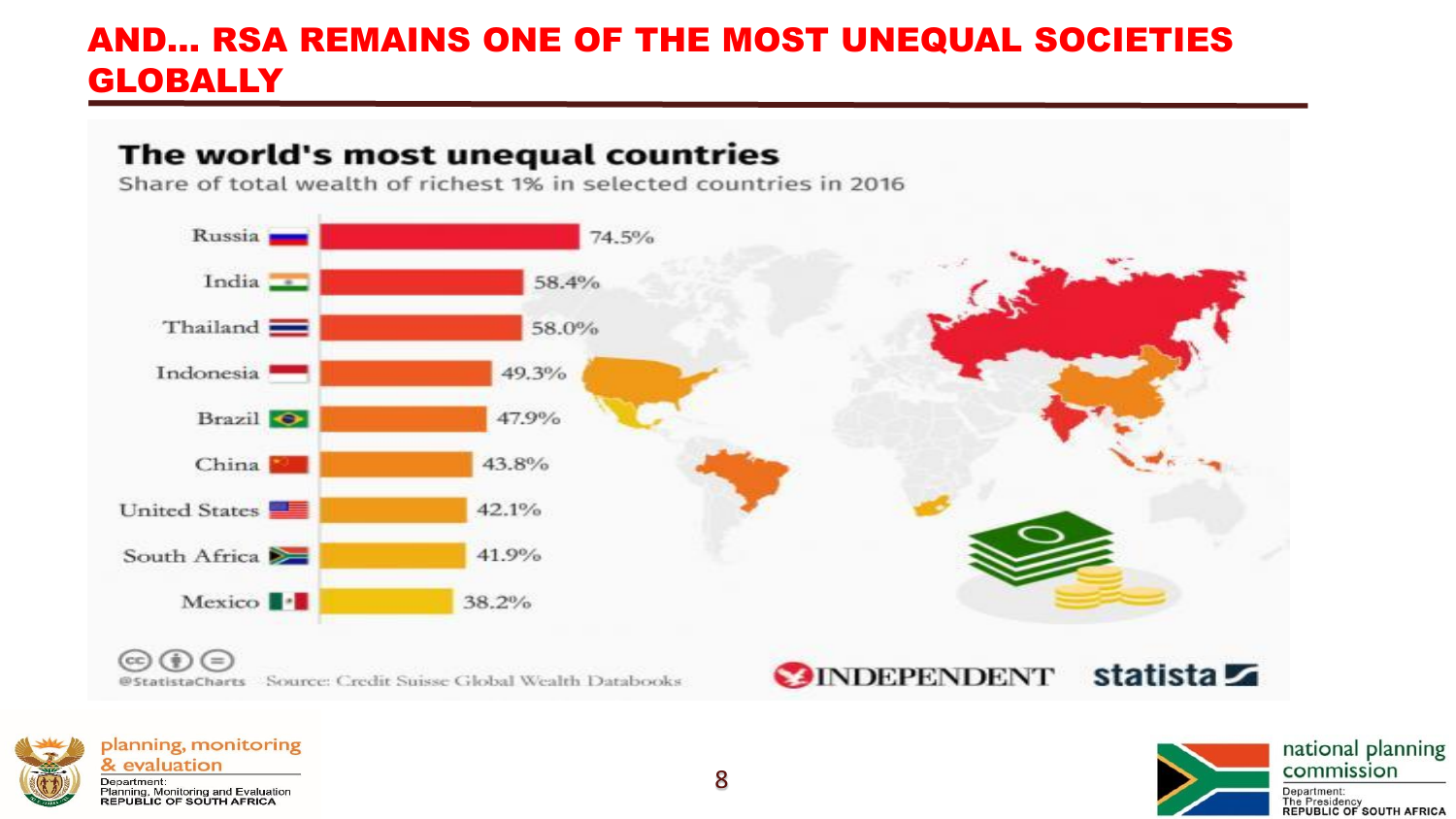# AND… RSA REMAINS ONE OF THE MOST UNEQUAL SOCIETIES GLOBALLY

## The world's most unequal countries

Share of total wealth of richest 1% in selected countries in 2016

| Country | Share |
|---|---|
| Russia | 74.5% |
| India | 58.4% |
| Thailand | 58.0% |
| Indonesia | 49.3% |
| Brazil | 47.9% |
| China | 43.8% |
| United States | 42.1% |
| South Africa | 41.9% |
| Mexico | 38.2% |

@StatistaCharts Source: Credit Suisse Global Wealth Databooks

INDEPENDENT statista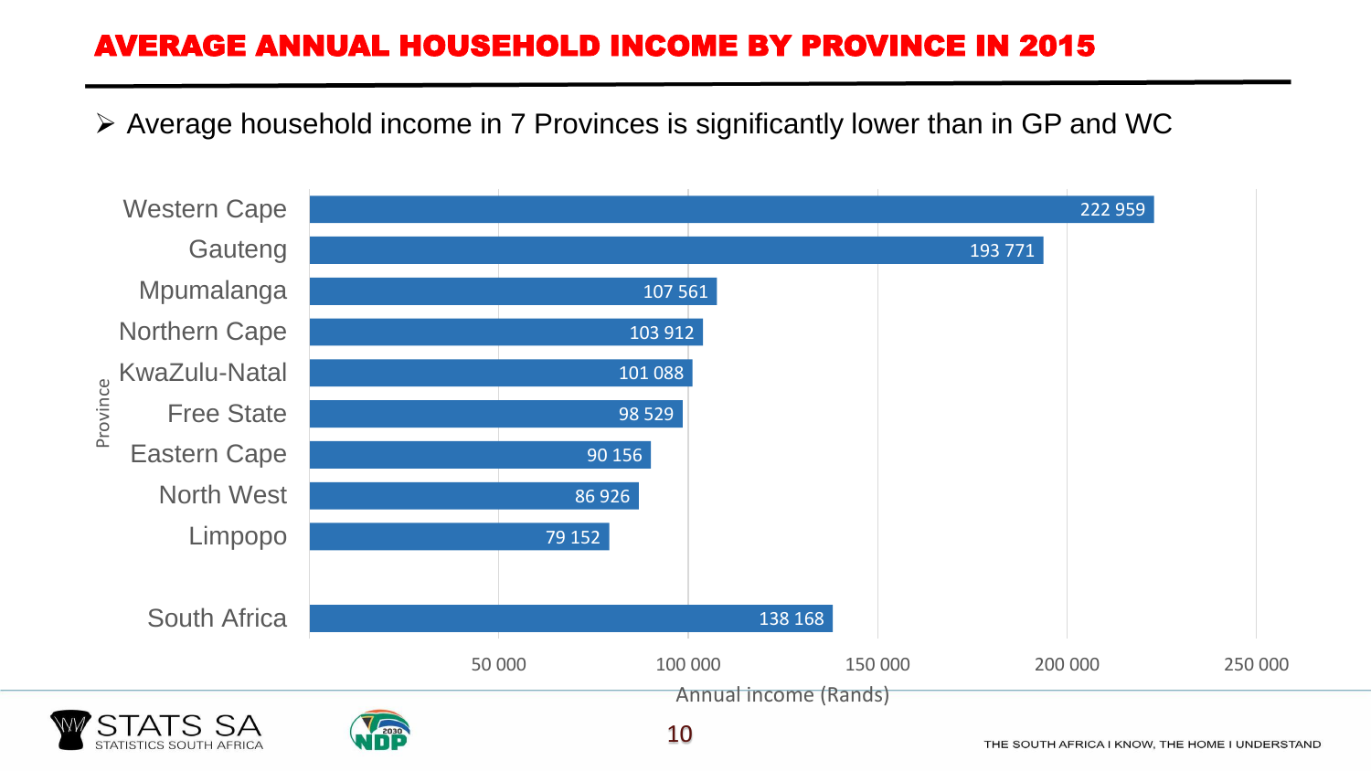# AVERAGE ANNUAL HOUSEHOLD INCOME BY PROVINCE IN 2015

- Average household income in 7 Provinces is significantly lower than in GP and WC

| Province | Annual income (Rands) |
|---|---|
| Western Cape | 222 959 |
| Gauteng | 193 771 |
| Mpumalanga | 107 561 |
| Northern Cape | 103 912 |
| KwaZulu-Natal | 101 088 |
| Free State | 98 529 |
| Eastern Cape | 90 156 |
| North West | 86 926 |
| Limpopo | 79 152 |
| South Africa | 138 168 |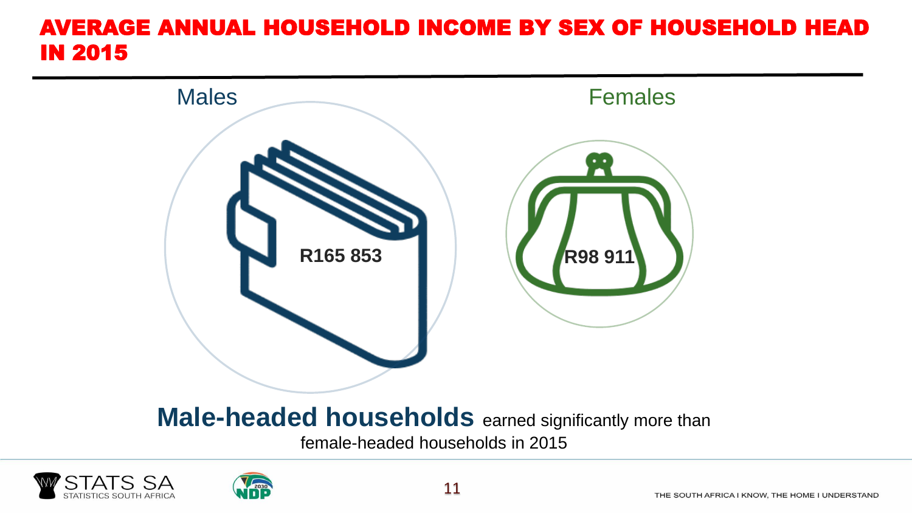# AVERAGE ANNUAL HOUSEHOLD INCOME BY SEX OF HOUSEHOLD HEAD IN 2015

Males

R165 853

Females

R98 911

**Male-headed households** earned significantly more than female-headed households in 2015

STATS SA
STATISTICS SOUTH AFRICA

THE SOUTH AFRICA I KNOW, THE HOME I UNDERSTAND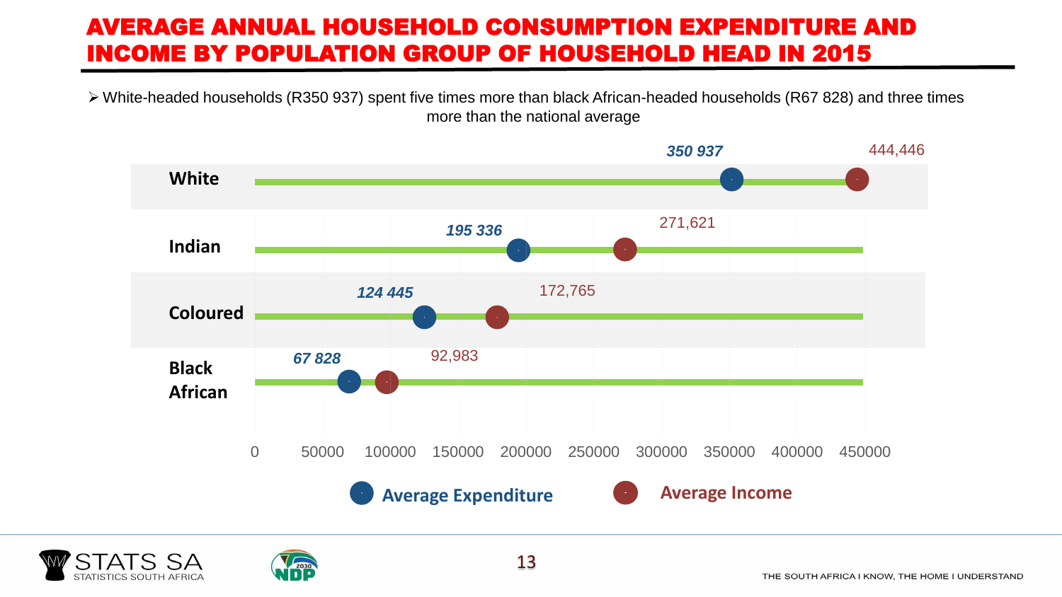# AVERAGE ANNUAL HOUSEHOLD CONSUMPTION EXPENDITURE AND INCOME BY POPULATION GROUP OF HOUSEHOLD HEAD IN 2015

- White-headed households (R350 937) spent five times more than black African-headed households (R67 828) and three times more than the national average

| Population group | Average Expenditure | Average Income |
|---|---|---|
| White | 350 937 | 444,446 |
| Indian | 195 336 | 271,621 |
| Coloured | 124 445 | 172,765 |
| Black African | 67 828 | 92,983 |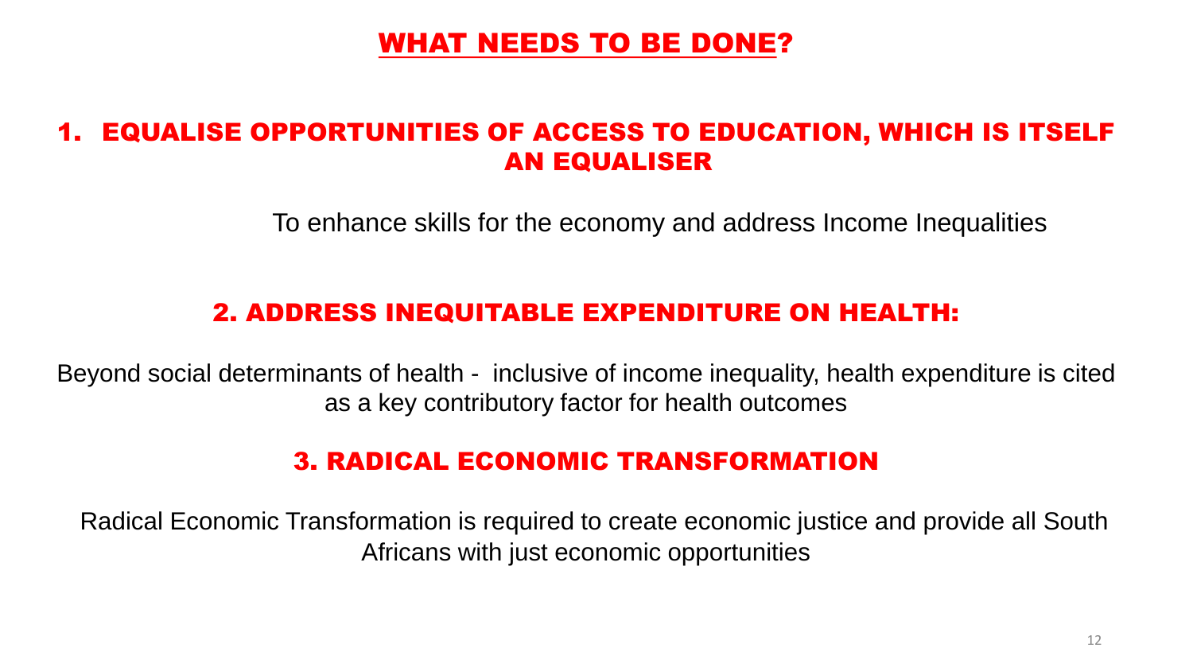# WHAT NEEDS TO BE DONE?

## 1. EQUALISE OPPORTUNITIES OF ACCESS TO EDUCATION, WHICH IS ITSELF AN EQUALISER

To enhance skills for the economy and address Income Inequalities

## 2. ADDRESS INEQUITABLE EXPENDITURE ON HEALTH:

Beyond social determinants of health - inclusive of income inequality, health expenditure is cited as a key contributory factor for health outcomes

## 3. RADICAL ECONOMIC TRANSFORMATION

Radical Economic Transformation is required to create economic justice and provide all South Africans with just economic opportunities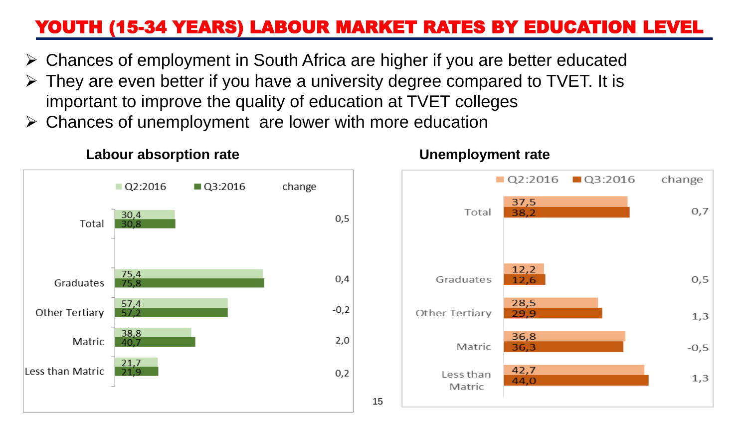# YOUTH (15-34 YEARS) LABOUR MARKET RATES BY EDUCATION LEVEL

- Chances of employment in South Africa are higher if you are better educated
- They are even better if you have a university degree compared to TVET. It is important to improve the quality of education at TVET colleges
- Chances of unemployment are lower with more education

**Labour absorption rate**

| | Q2:2016 | Q3:2016 | change |
|---|---|---|---|
| Total | 30,4 | 30,8 | 0,5 |
| Graduates | 75,4 | 75,8 | 0,4 |
| Other Tertiary | 57,4 | 57,2 | -0,2 |
| Matric | 38,8 | 40,7 | 2,0 |
| Less than Matric | 21,7 | 21,9 | 0,2 |

**Unemployment rate**

| | Q2:2016 | Q3:2016 | change |
|---|---|---|---|
| Total | 37,5 | 38,2 | 0,7 |
| Graduates | 12,2 | 12,6 | 0,5 |
| Other Tertiary | 28,5 | 29,9 | 1,3 |
| Matric | 36,8 | 36,3 | -0,5 |
| Less than Matric | 42,7 | 44,0 | 1,3 |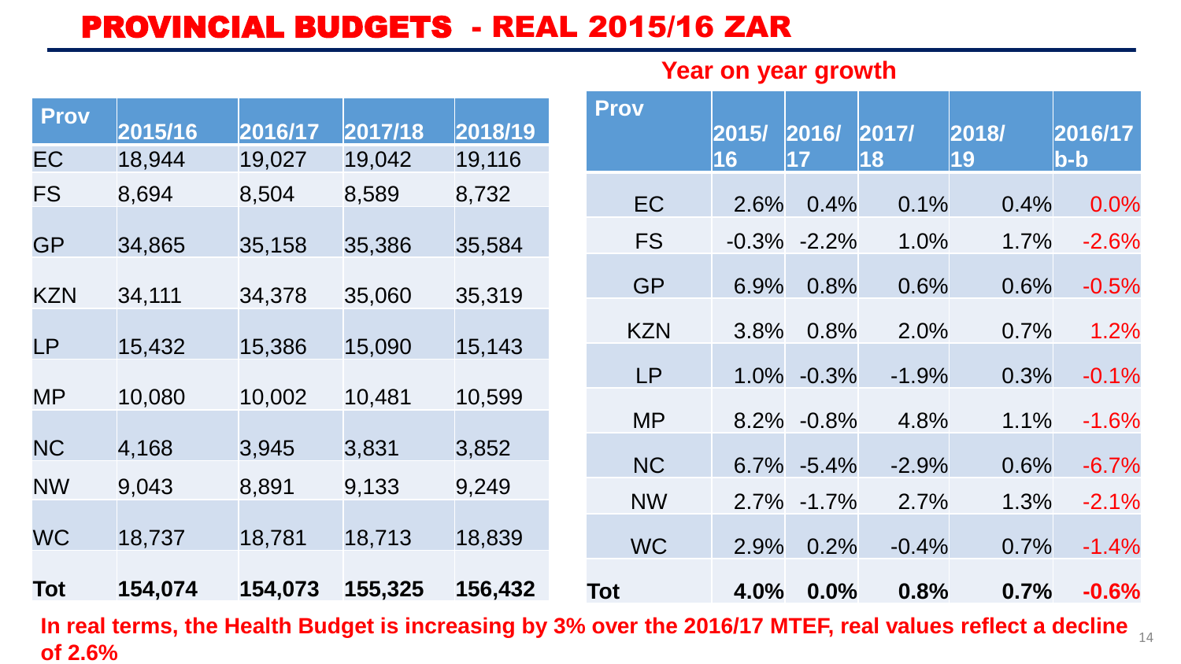# PROVINCIAL BUDGETS - REAL 2015/16 ZAR

| Prov | 2015/16 | 2016/17 | 2017/18 | 2018/19 |
|---|---|---|---|---|
| EC | 18,944 | 19,027 | 19,042 | 19,116 |
| FS | 8,694 | 8,504 | 8,589 | 8,732 |
| GP | 34,865 | 35,158 | 35,386 | 35,584 |
| KZN | 34,111 | 34,378 | 35,060 | 35,319 |
| LP | 15,432 | 15,386 | 15,090 | 15,143 |
| MP | 10,080 | 10,002 | 10,481 | 10,599 |
| NC | 4,168 | 3,945 | 3,831 | 3,852 |
| NW | 9,043 | 8,891 | 9,133 | 9,249 |
| WC | 18,737 | 18,781 | 18,713 | 18,839 |
| **Tot** | **154,074** | **154,073** | **155,325** | **156,432** |

**Year on year growth**

| Prov | 2015/16 | 2016/17 | 2017/18 | 2018/19 | 2016/17 b-b |
|---|---|---|---|---|---|
| EC | 2.6% | 0.4% | 0.1% | 0.4% | 0.0% |
| FS | -0.3% | -2.2% | 1.0% | 1.7% | -2.6% |
| GP | 6.9% | 0.8% | 0.6% | 0.6% | -0.5% |
| KZN | 3.8% | 0.8% | 2.0% | 0.7% | 1.2% |
| LP | 1.0% | -0.3% | -1.9% | 0.3% | -0.1% |
| MP | 8.2% | -0.8% | 4.8% | 1.1% | -1.6% |
| NC | 6.7% | -5.4% | -2.9% | 0.6% | -6.7% |
| NW | 2.7% | -1.7% | 2.7% | 1.3% | -2.1% |
| WC | 2.9% | 0.2% | -0.4% | 0.7% | -1.4% |
| **Tot** | **4.0%** | **0.0%** | **0.8%** | **0.7%** | **-0.6%** |

**In real terms, the Health Budget is increasing by 3% over the 2016/17 MTEF, real values reflect a decline of 2.6%**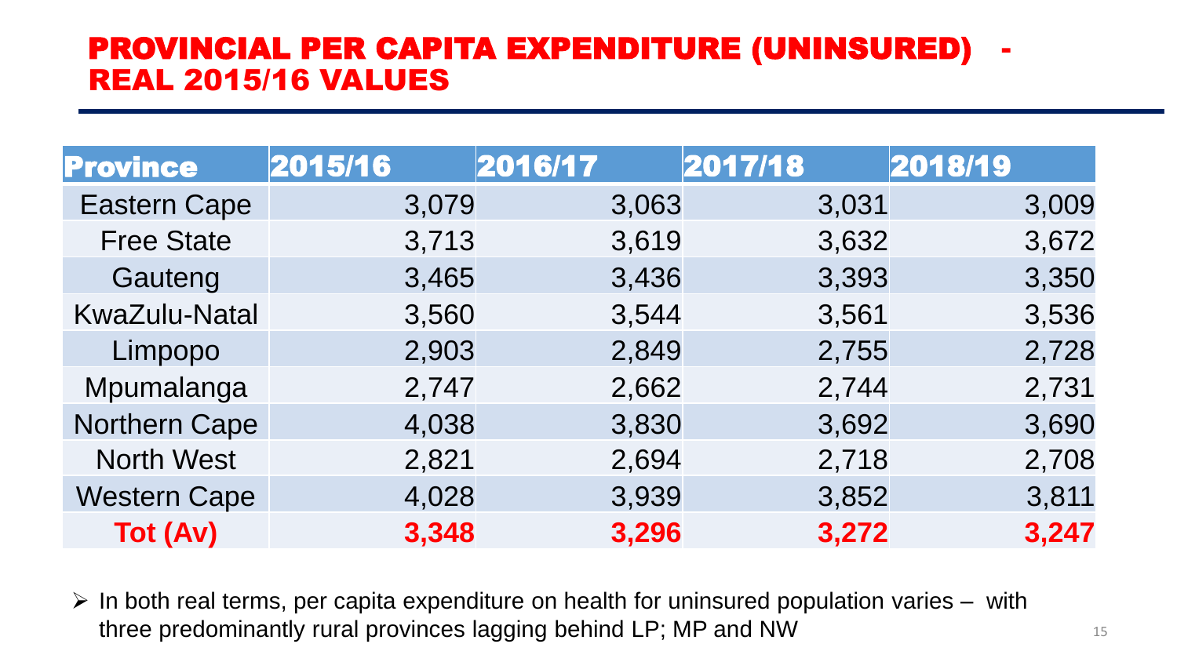# PROVINCIAL PER CAPITA EXPENDITURE (UNINSURED) - REAL 2015/16 VALUES

| Province | 2015/16 | 2016/17 | 2017/18 | 2018/19 |
|---|---|---|---|---|
| Eastern Cape | 3,079 | 3,063 | 3,031 | 3,009 |
| Free State | 3,713 | 3,619 | 3,632 | 3,672 |
| Gauteng | 3,465 | 3,436 | 3,393 | 3,350 |
| KwaZulu-Natal | 3,560 | 3,544 | 3,561 | 3,536 |
| Limpopo | 2,903 | 2,849 | 2,755 | 2,728 |
| Mpumalanga | 2,747 | 2,662 | 2,744 | 2,731 |
| Northern Cape | 4,038 | 3,830 | 3,692 | 3,690 |
| North West | 2,821 | 2,694 | 2,718 | 2,708 |
| Western Cape | 4,028 | 3,939 | 3,852 | 3,811 |
| **Tot (Av)** | **3,348** | **3,296** | **3,272** | **3,247** |

- In both real terms, per capita expenditure on health for uninsured population varies – with three predominantly rural provinces lagging behind LP; MP and NW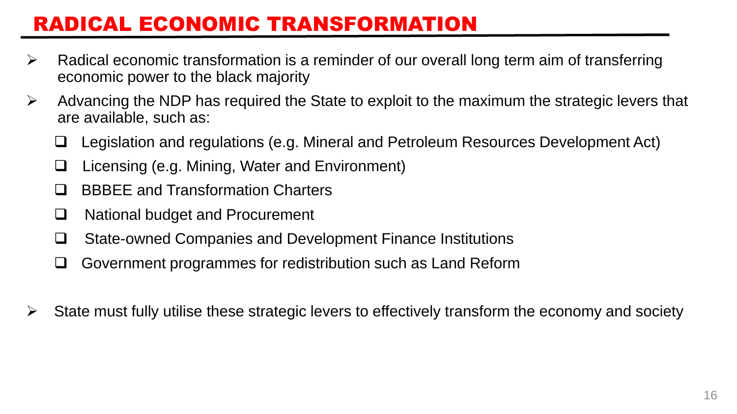# RADICAL ECONOMIC TRANSFORMATION

- Radical economic transformation is a reminder of our overall long term aim of transferring economic power to the black majority
- Advancing the NDP has required the State to exploit to the maximum the strategic levers that are available, such as:
  - Legislation and regulations (e.g. Mineral and Petroleum Resources Development Act)
  - Licensing (e.g. Mining, Water and Environment)
  - BBBEE and Transformation Charters
  - National budget and Procurement
  - State-owned Companies and Development Finance Institutions
  - Government programmes for redistribution such as Land Reform
- State must fully utilise these strategic levers to effectively transform the economy and society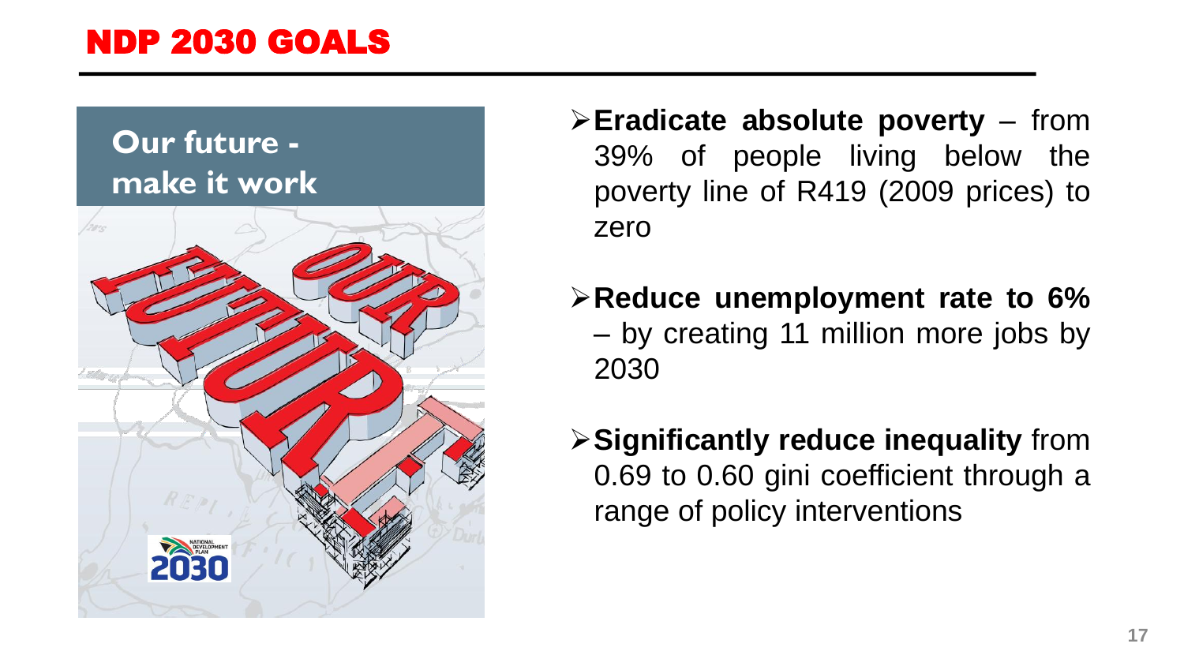# NDP 2030 GOALS

Our future - make it work

- **Eradicate absolute poverty** – from 39% of people living below the poverty line of R419 (2009 prices) to zero
- **Reduce unemployment rate to 6%** – by creating 11 million more jobs by 2030
- **Significantly reduce inequality** from 0.69 to 0.60 gini coefficient through a range of policy interventions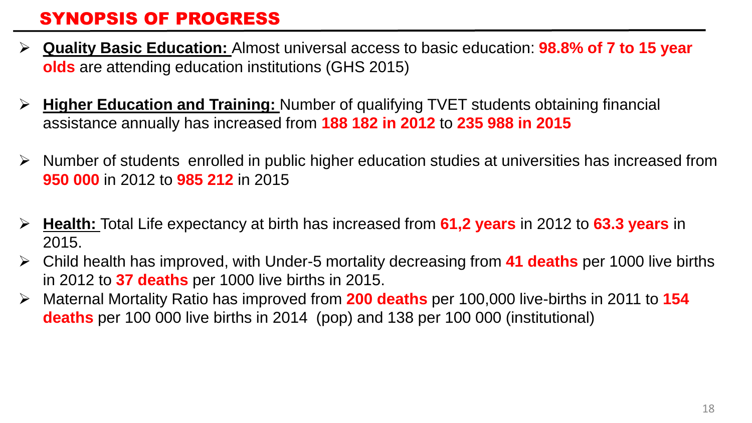## SYNOPSIS OF PROGRESS

- **Quality Basic Education:** Almost universal access to basic education: **98.8% of 7 to 15 year olds** are attending education institutions (GHS 2015)

- **Higher Education and Training:** Number of qualifying TVET students obtaining financial assistance annually has increased from **188 182 in 2012** to **235 988 in 2015**

- Number of students enrolled in public higher education studies at universities has increased from **950 000** in 2012 to **985 212** in 2015

- **Health:** Total Life expectancy at birth has increased from **61,2 years** in 2012 to **63.3 years** in 2015.
- Child health has improved, with Under-5 mortality decreasing from **41 deaths** per 1000 live births in 2012 to **37 deaths** per 1000 live births in 2015.
- Maternal Mortality Ratio has improved from **200 deaths** per 100,000 live-births in 2011 to **154 deaths** per 100 000 live births in 2014 (pop) and 138 per 100 000 (institutional)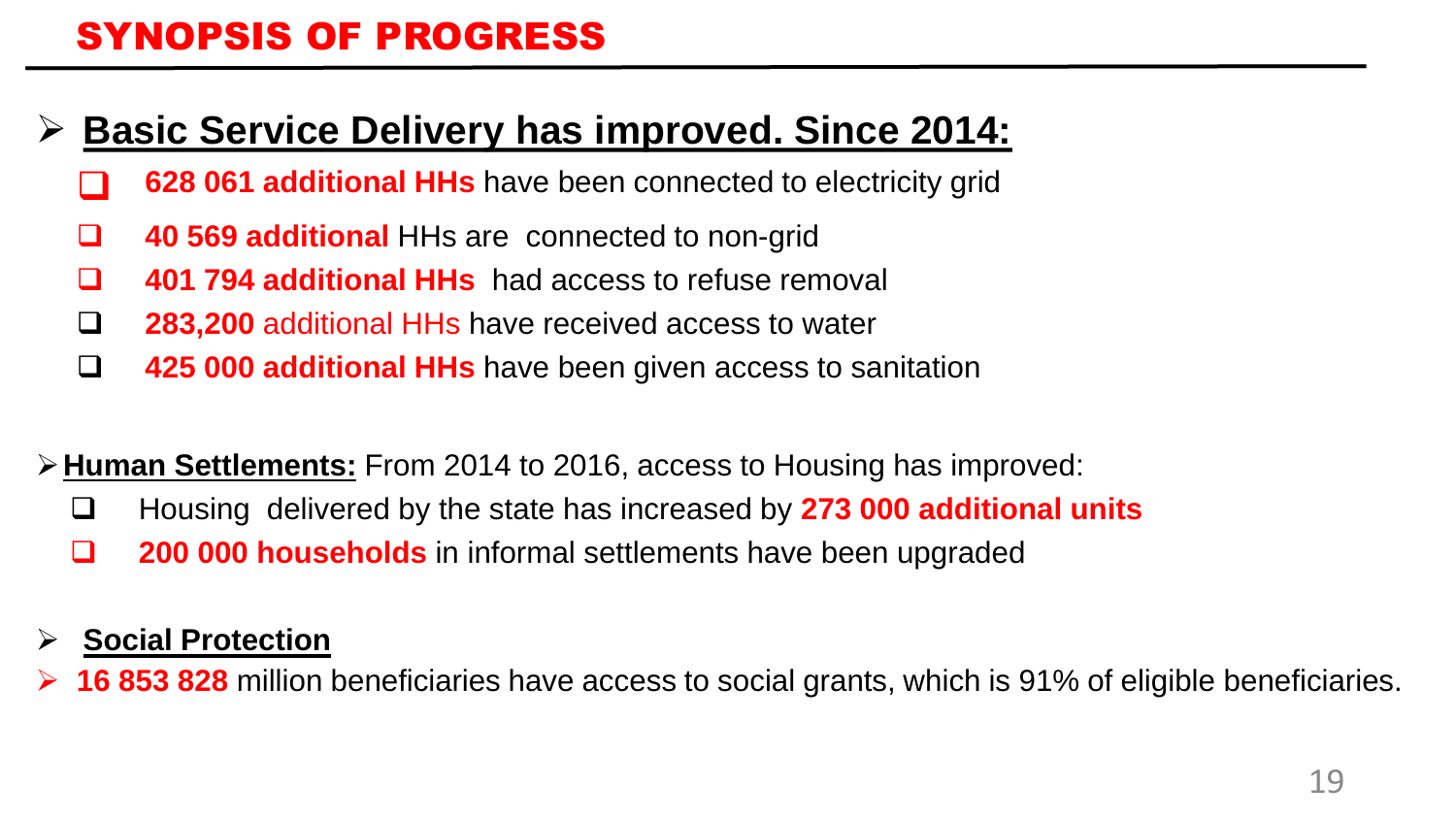# SYNOPSIS OF PROGRESS

- **Basic Service Delivery has improved. Since 2014:**
  - **628 061 additional HHs** have been connected to electricity grid
  - **40 569 additional** HHs are connected to non-grid
  - **401 794 additional HHs** had access to refuse removal
  - **283,200** additional HHs have received access to water
  - **425 000 additional HHs** have been given access to sanitation

- **Human Settlements:** From 2014 to 2016, access to Housing has improved:
  - Housing delivered by the state has increased by **273 000 additional units**
  - **200 000 households** in informal settlements have been upgraded

- **Social Protection**
- **16 853 828** million beneficiaries have access to social grants, which is 91% of eligible beneficiaries.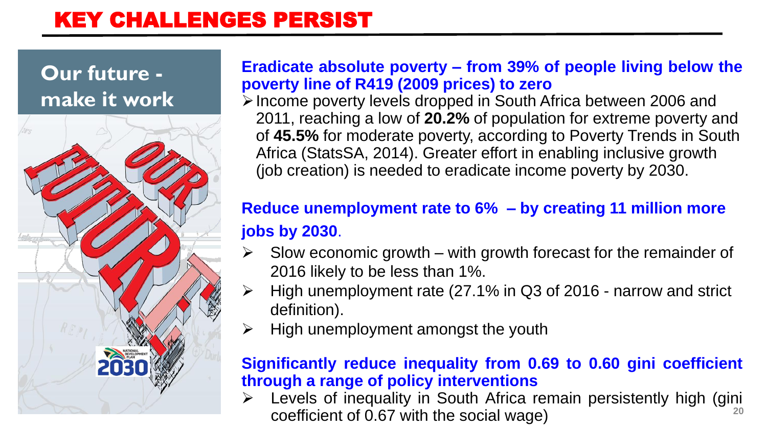# KEY CHALLENGES PERSIST

**Our future - make it work**

**Eradicate absolute poverty – from 39% of people living below the poverty line of R419 (2009 prices) to zero**

- Income poverty levels dropped in South Africa between 2006 and 2011, reaching a low of **20.2%** of population for extreme poverty and of **45.5%** for moderate poverty, according to Poverty Trends in South Africa (StatsSA, 2014). Greater effort in enabling inclusive growth (job creation) is needed to eradicate income poverty by 2030.

**Reduce unemployment rate to 6% – by creating 11 million more jobs by 2030**.

- Slow economic growth – with growth forecast for the remainder of 2016 likely to be less than 1%.
- High unemployment rate (27.1% in Q3 of 2016 - narrow and strict definition).
- High unemployment amongst the youth

**Significantly reduce inequality from 0.69 to 0.60 gini coefficient through a range of policy interventions**

- Levels of inequality in South Africa remain persistently high (gini coefficient of 0.67 with the social wage)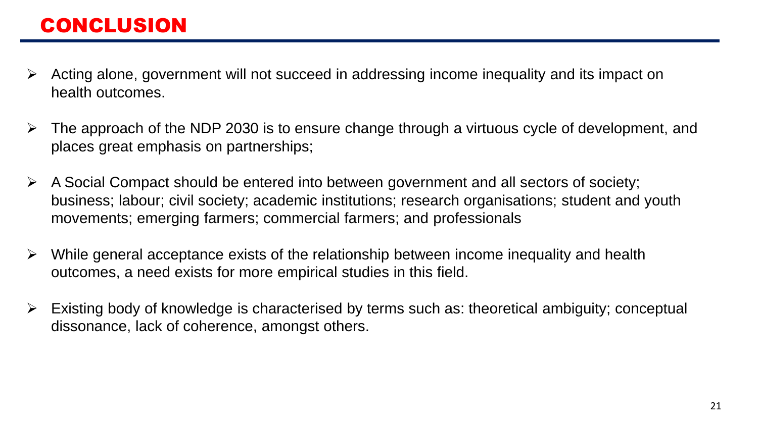# CONCLUSION

- Acting alone, government will not succeed in addressing income inequality and its impact on health outcomes.
- The approach of the NDP 2030 is to ensure change through a virtuous cycle of development, and places great emphasis on partnerships;
- A Social Compact should be entered into between government and all sectors of society; business; labour; civil society; academic institutions; research organisations; student and youth movements; emerging farmers; commercial farmers; and professionals
- While general acceptance exists of the relationship between income inequality and health outcomes, a need exists for more empirical studies in this field.
- Existing body of knowledge is characterised by terms such as: theoretical ambiguity; conceptual dissonance, lack of coherence, amongst others.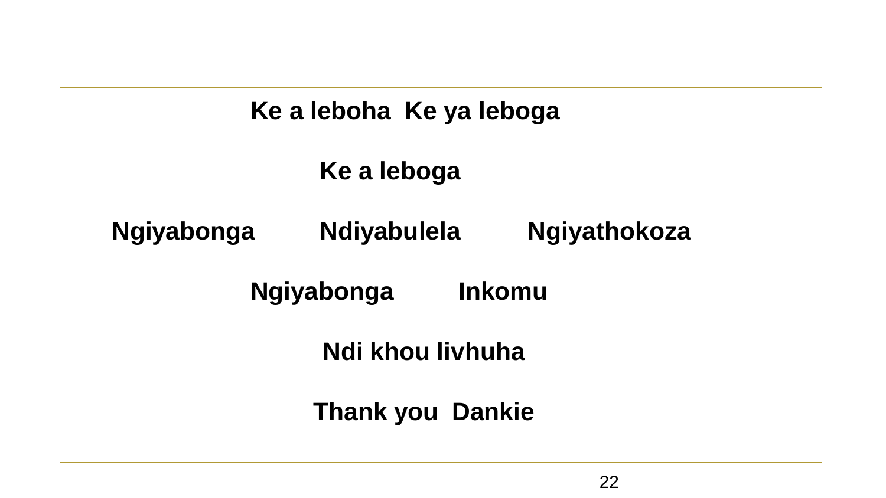**Ke a leboha Ke ya leboga**

**Ke a leboga**

**Ngiyabonga Ndiyabulela Ngiyathokoza**

**Ngiyabonga Inkomu**

**Ndi khou livhuha**

**Thank you Dankie**